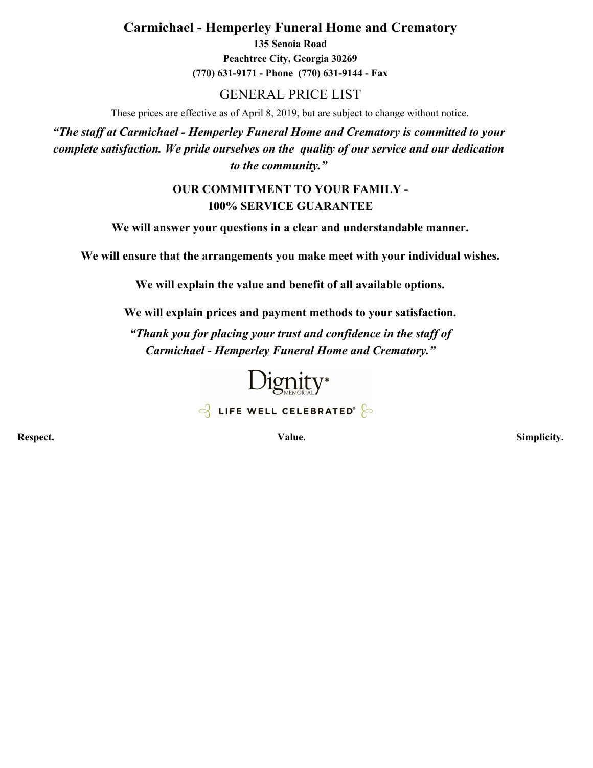# Carmichael - Hemperley Funeral Home and Crematory

**135 Senoia Road**

**Peachtree City, Georgia 30269**

**(770) 631-9171 - Phone (770) 631-9144 - Fax**

## GENERAL PRICE LIST

These prices are effective as of April 8, 2019, but are subject to change without notice.

***"The staff at Carmichael - Hemperley Funeral Home and Crematory is committed to your complete satisfaction. We pride ourselves on the quality of our service and our dedication to the community."***

### OUR COMMITMENT TO YOUR FAMILY - 100% SERVICE GUARANTEE

**We will answer your questions in a clear and understandable manner.**

**We will ensure that the arrangements you make meet with your individual wishes.**

**We will explain the value and benefit of all available options.**

**We will explain prices and payment methods to your satisfaction.**

***"Thank you for placing your trust and confidence in the staff of Carmichael - Hemperley Funeral Home and Crematory."***

Dignity® MEMORIAL

LIFE WELL CELEBRATED®

**Respect.** **Value.** **Simplicity.**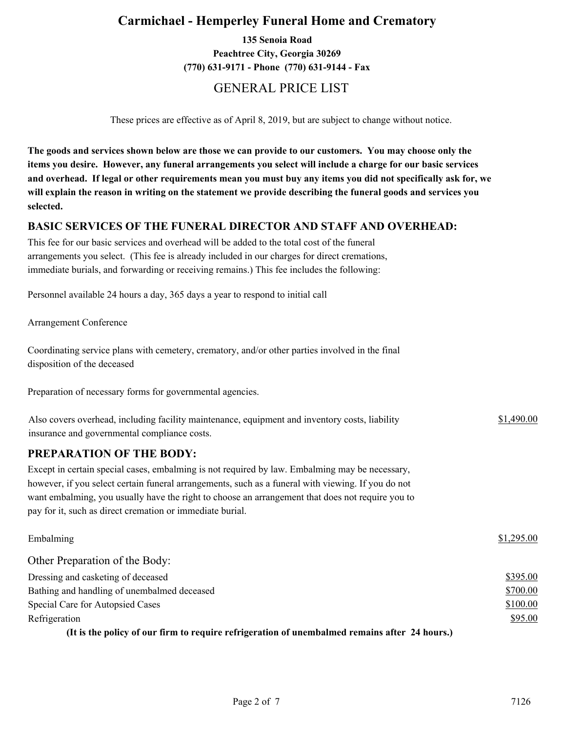# Carmichael - Hemperley Funeral Home and Crematory

**135 Senoia Road**
**Peachtree City, Georgia 30269**
**(770) 631-9171 - Phone (770) 631-9144 - Fax**

## GENERAL PRICE LIST

These prices are effective as of April 8, 2019, but are subject to change without notice.

**The goods and services shown below are those we can provide to our customers. You may choose only the items you desire. However, any funeral arrangements you select will include a charge for our basic services and overhead. If legal or other requirements mean you must buy any items you did not specifically ask for, we will explain the reason in writing on the statement we provide describing the funeral goods and services you selected.**

### BASIC SERVICES OF THE FUNERAL DIRECTOR AND STAFF AND OVERHEAD:

This fee for our basic services and overhead will be added to the total cost of the funeral arrangements you select. (This fee is already included in our charges for direct cremations, immediate burials, and forwarding or receiving remains.) This fee includes the following:

Personnel available 24 hours a day, 365 days a year to respond to initial call

Arrangement Conference

Coordinating service plans with cemetery, crematory, and/or other parties involved in the final disposition of the deceased

Preparation of necessary forms for governmental agencies.

| | |
|---|---|
| Also covers overhead, including facility maintenance, equipment and inventory costs, liability insurance and governmental compliance costs. | $1,490.00 |

### PREPARATION OF THE BODY:

Except in certain special cases, embalming is not required by law. Embalming may be necessary, however, if you select certain funeral arrangements, such as a funeral with viewing. If you do not want embalming, you usually have the right to choose an arrangement that does not require you to pay for it, such as direct cremation or immediate burial.

| | |
|---|---|
| Embalming | $1,295.00 |

Other Preparation of the Body:

| | |
|---|---|
| Dressing and casketing of deceased | $395.00 |
| Bathing and handling of unembalmed deceased | $700.00 |
| Special Care for Autopsied Cases | $100.00 |
| Refrigeration | $95.00 |

**(It is the policy of our firm to require refrigeration of unembalmed remains after 24 hours.)**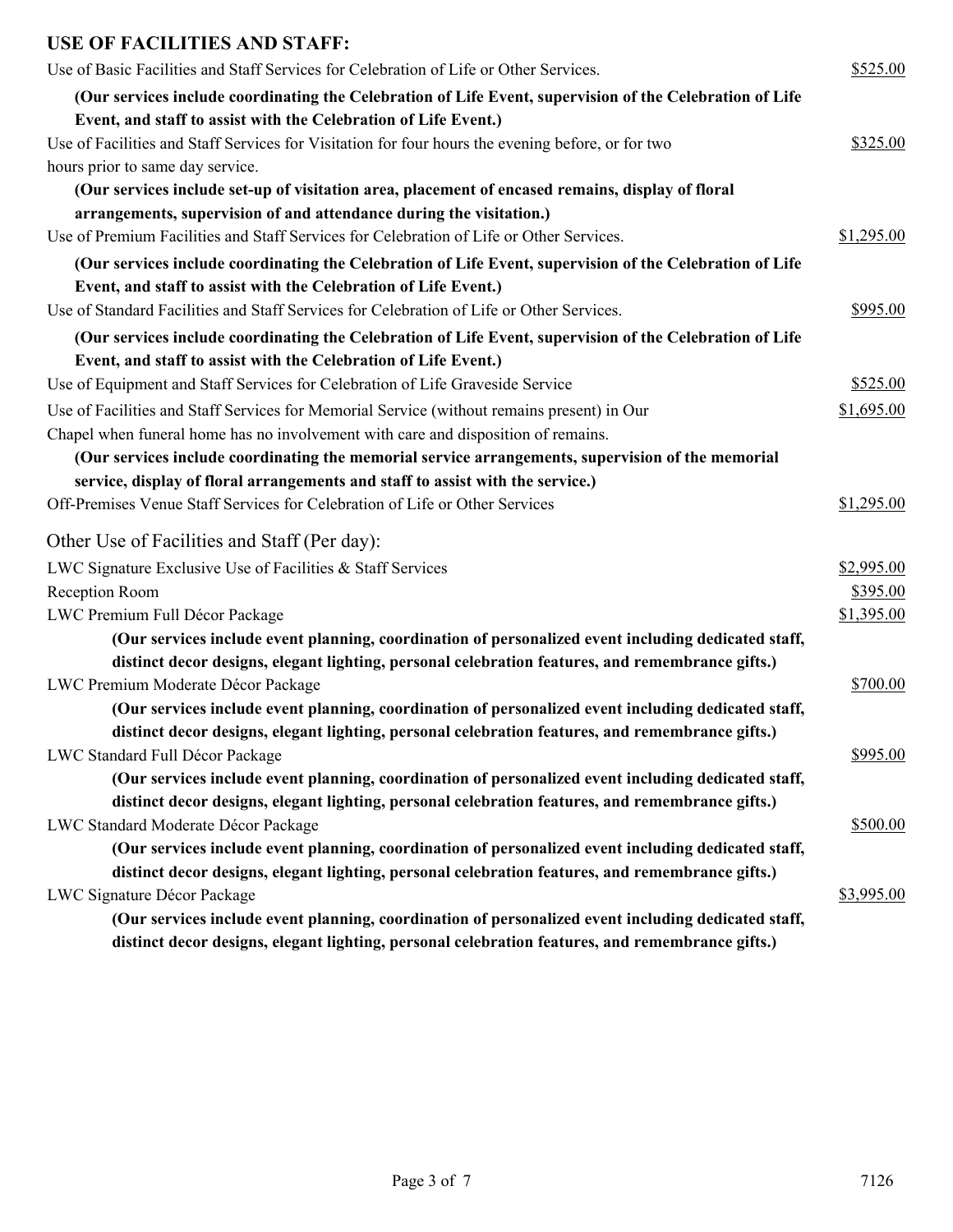## USE OF FACILITIES AND STAFF:

| | |
|---|---|
| Use of Basic Facilities and Staff Services for Celebration of Life or Other Services. | $525.00 |
| **(Our services include coordinating the Celebration of Life Event, supervision of the Celebration of Life Event, and staff to assist with the Celebration of Life Event.)** | |
| Use of Facilities and Staff Services for Visitation for four hours the evening before, or for two hours prior to same day service. | $325.00 |
| **(Our services include set-up of visitation area, placement of encased remains, display of floral arrangements, supervision of and attendance during the visitation.)** | |
| Use of Premium Facilities and Staff Services for Celebration of Life or Other Services. | $1,295.00 |
| **(Our services include coordinating the Celebration of Life Event, supervision of the Celebration of Life Event, and staff to assist with the Celebration of Life Event.)** | |
| Use of Standard Facilities and Staff Services for Celebration of Life or Other Services. | $995.00 |
| **(Our services include coordinating the Celebration of Life Event, supervision of the Celebration of Life Event, and staff to assist with the Celebration of Life Event.)** | |
| Use of Equipment and Staff Services for Celebration of Life Graveside Service | $525.00 |
| Use of Facilities and Staff Services for Memorial Service (without remains present) in Our Chapel when funeral home has no involvement with care and disposition of remains. | $1,695.00 |
| **(Our services include coordinating the memorial service arrangements, supervision of the memorial service, display of floral arrangements and staff to assist with the service.)** | |
| Off-Premises Venue Staff Services for Celebration of Life or Other Services | $1,295.00 |

### Other Use of Facilities and Staff (Per day):

| | |
|---|---|
| LWC Signature Exclusive Use of Facilities & Staff Services | $2,995.00 |
| Reception Room | $395.00 |
| LWC Premium Full Décor Package | $1,395.00 |
| **(Our services include event planning, coordination of personalized event including dedicated staff, distinct decor designs, elegant lighting, personal celebration features, and remembrance gifts.)** | |
| LWC Premium Moderate Décor Package | $700.00 |
| **(Our services include event planning, coordination of personalized event including dedicated staff, distinct decor designs, elegant lighting, personal celebration features, and remembrance gifts.)** | |
| LWC Standard Full Décor Package | $995.00 |
| **(Our services include event planning, coordination of personalized event including dedicated staff, distinct decor designs, elegant lighting, personal celebration features, and remembrance gifts.)** | |
| LWC Standard Moderate Décor Package | $500.00 |
| **(Our services include event planning, coordination of personalized event including dedicated staff, distinct decor designs, elegant lighting, personal celebration features, and remembrance gifts.)** | |
| LWC Signature Décor Package | $3,995.00 |
| **(Our services include event planning, coordination of personalized event including dedicated staff, distinct decor designs, elegant lighting, personal celebration features, and remembrance gifts.)** | |

7126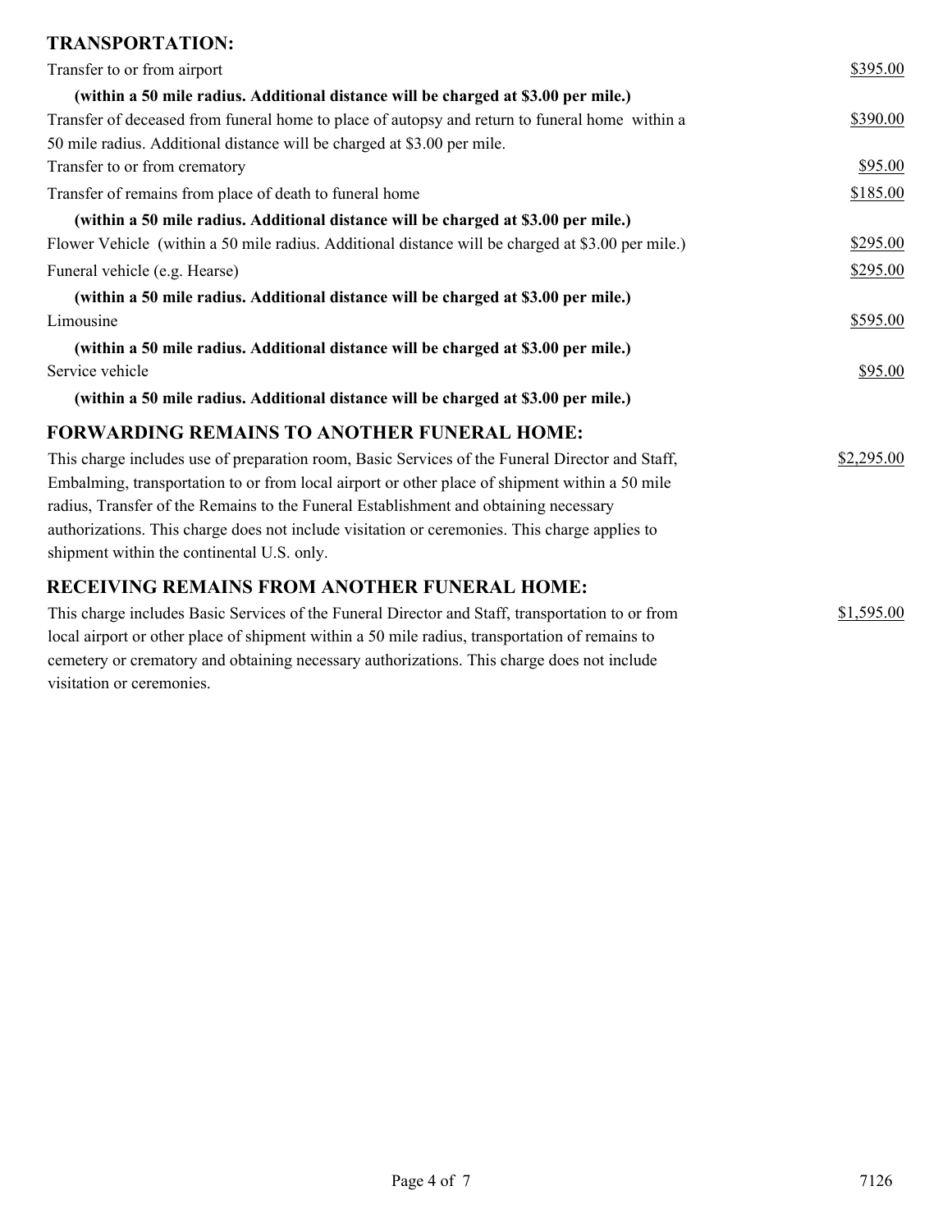## TRANSPORTATION:

| Item | Price |
| --- | --- |
| Transfer to or from airport **(within a 50 mile radius. Additional distance will be charged at $3.00 per mile.)** | $395.00 |
| Transfer of deceased from funeral home to place of autopsy and return to funeral home within a 50 mile radius. Additional distance will be charged at $3.00 per mile. | $390.00 |
| Transfer to or from crematory | $95.00 |
| Transfer of remains from place of death to funeral home **(within a 50 mile radius. Additional distance will be charged at $3.00 per mile.)** | $185.00 |
| Flower Vehicle (within a 50 mile radius. Additional distance will be charged at $3.00 per mile.) | $295.00 |
| Funeral vehicle (e.g. Hearse) **(within a 50 mile radius. Additional distance will be charged at $3.00 per mile.)** | $295.00 |
| Limousine **(within a 50 mile radius. Additional distance will be charged at $3.00 per mile.)** | $595.00 |
| Service vehicle **(within a 50 mile radius. Additional distance will be charged at $3.00 per mile.)** | $95.00 |

## FORWARDING REMAINS TO ANOTHER FUNERAL HOME:

This charge includes use of preparation room, Basic Services of the Funeral Director and Staff, Embalming, transportation to or from local airport or other place of shipment within a 50 mile radius, Transfer of the Remains to the Funeral Establishment and obtaining necessary authorizations. This charge does not include visitation or ceremonies. This charge applies to shipment within the continental U.S. only. — $2,295.00

## RECEIVING REMAINS FROM ANOTHER FUNERAL HOME:

This charge includes Basic Services of the Funeral Director and Staff, transportation to or from local airport or other place of shipment within a 50 mile radius, transportation of remains to cemetery or crematory and obtaining necessary authorizations. This charge does not include visitation or ceremonies. — $1,595.00

7126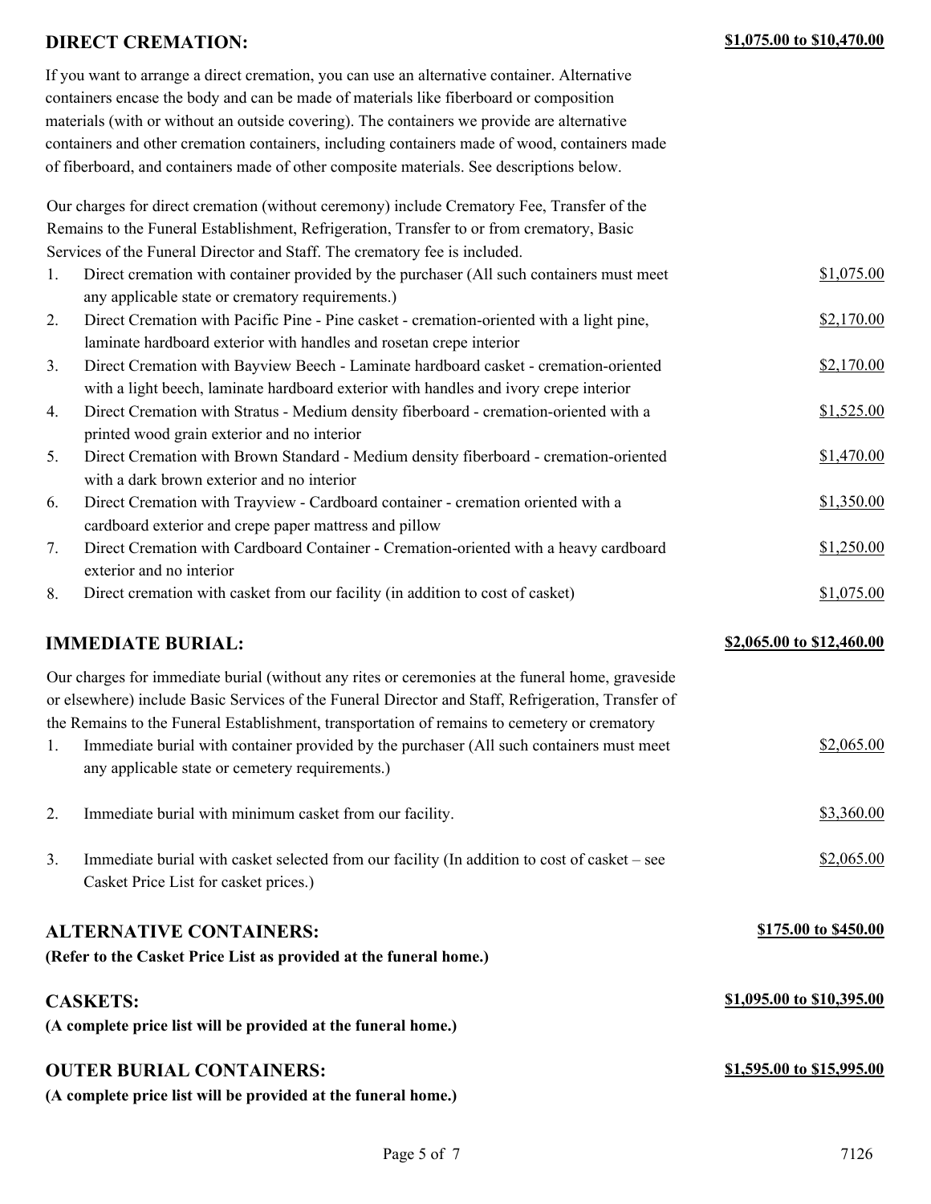## DIRECT CREMATION: **$1,075.00 to $10,470.00**

If you want to arrange a direct cremation, you can use an alternative container. Alternative containers encase the body and can be made of materials like fiberboard or composition materials (with or without an outside covering). The containers we provide are alternative containers and other cremation containers, including containers made of wood, containers made of fiberboard, and containers made of other composite materials. See descriptions below.

Our charges for direct cremation (without ceremony) include Crematory Fee, Transfer of the Remains to the Funeral Establishment, Refrigeration, Transfer to or from crematory, Basic Services of the Funeral Director and Staff. The crematory fee is included.

| # | Description | Price |
|---|---|---|
| 1. | Direct cremation with container provided by the purchaser (All such containers must meet any applicable state or crematory requirements.) | $1,075.00 |
| 2. | Direct Cremation with Pacific Pine - Pine casket - cremation-oriented with a light pine, laminate hardboard exterior with handles and rosetan crepe interior | $2,170.00 |
| 3. | Direct Cremation with Bayview Beech - Laminate hardboard casket - cremation-oriented with a light beech, laminate hardboard exterior with handles and ivory crepe interior | $2,170.00 |
| 4. | Direct Cremation with Stratus - Medium density fiberboard - cremation-oriented with a printed wood grain exterior and no interior | $1,525.00 |
| 5. | Direct Cremation with Brown Standard - Medium density fiberboard - cremation-oriented with a dark brown exterior and no interior | $1,470.00 |
| 6. | Direct Cremation with Trayview - Cardboard container - cremation oriented with a cardboard exterior and crepe paper mattress and pillow | $1,350.00 |
| 7. | Direct Cremation with Cardboard Container - Cremation-oriented with a heavy cardboard exterior and no interior | $1,250.00 |
| 8. | Direct cremation with casket from our facility (in addition to cost of casket) | $1,075.00 |

## IMMEDIATE BURIAL: **$2,065.00 to $12,460.00**

Our charges for immediate burial (without any rites or ceremonies at the funeral home, graveside or elsewhere) include Basic Services of the Funeral Director and Staff, Refrigeration, Transfer of the Remains to the Funeral Establishment, transportation of remains to cemetery or crematory

| # | Description | Price |
|---|---|---|
| 1. | Immediate burial with container provided by the purchaser (All such containers must meet any applicable state or cemetery requirements.) | $2,065.00 |
| 2. | Immediate burial with minimum casket from our facility. | $3,360.00 |
| 3. | Immediate burial with casket selected from our facility (In addition to cost of casket – see Casket Price List for casket prices.) | $2,065.00 |

## ALTERNATIVE CONTAINERS: **$175.00 to $450.00**

**(Refer to the Casket Price List as provided at the funeral home.)**

## CASKETS: **$1,095.00 to $10,395.00**

**(A complete price list will be provided at the funeral home.)**

## OUTER BURIAL CONTAINERS: **$1,595.00 to $15,995.00**

**(A complete price list will be provided at the funeral home.)**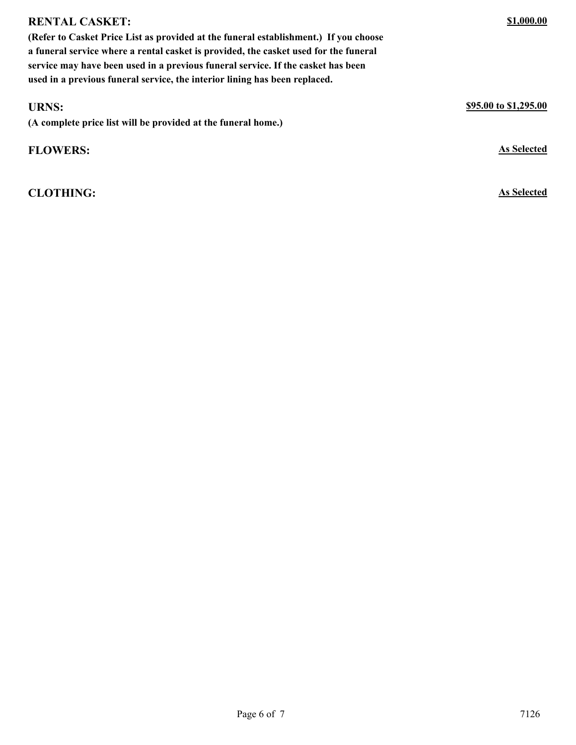**RENTAL CASKET:** **<u>$1,000.00</u>**

**(Refer to Casket Price List as provided at the funeral establishment.) If you choose a funeral service where a rental casket is provided, the casket used for the funeral service may have been used in a previous funeral service. If the casket has been used in a previous funeral service, the interior lining has been replaced.**

**URNS:** **<u>$95.00 to $1,295.00</u>**

**(A complete price list will be provided at the funeral home.)**

**FLOWERS:** **<u>As Selected</u>**

**CLOTHING:** **<u>As Selected</u>**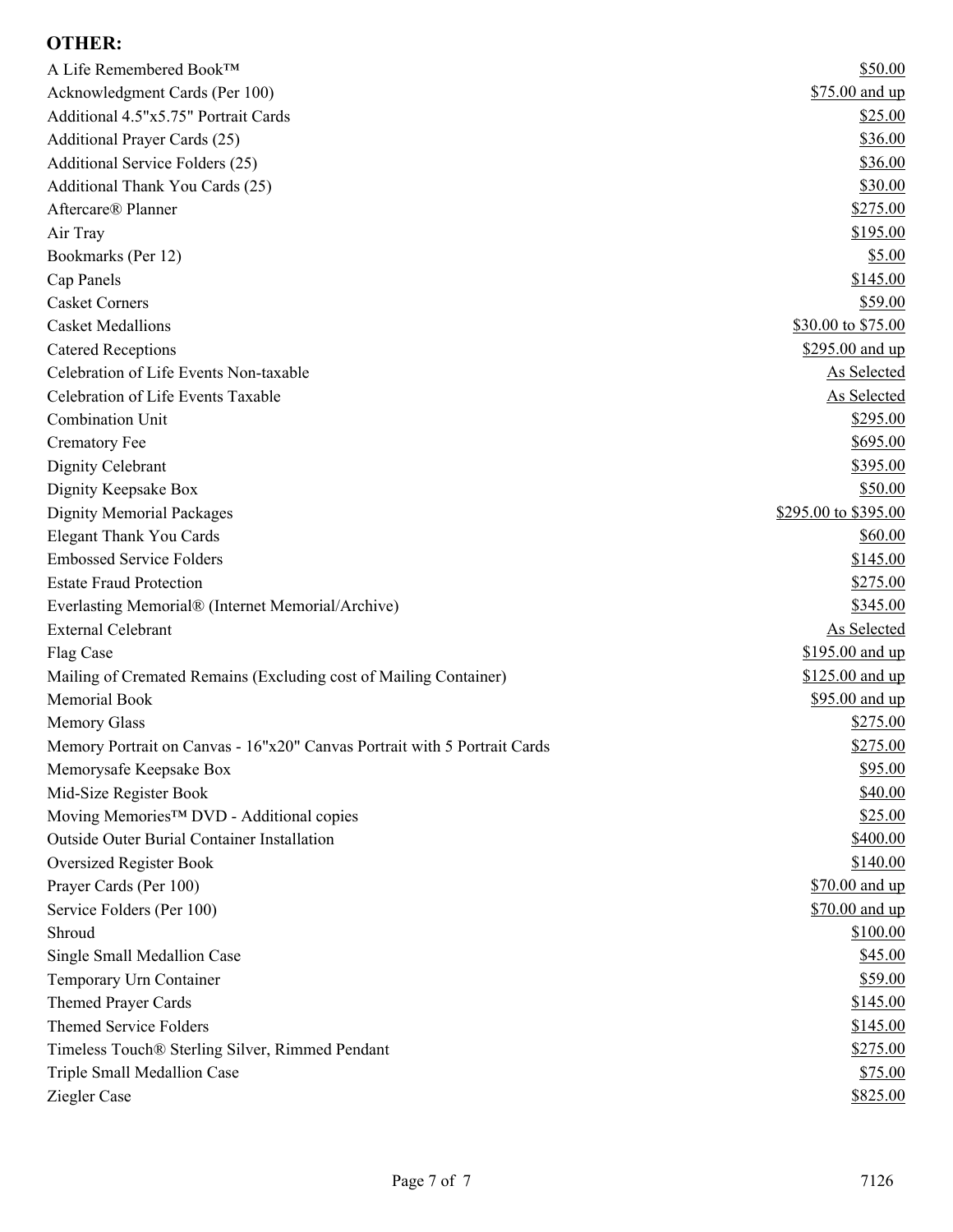## OTHER:

| | |
|---|---|
| A Life Remembered Book™ | $50.00 |
| Acknowledgment Cards (Per 100) | $75.00 and up |
| Additional 4.5"x5.75" Portrait Cards | $25.00 |
| Additional Prayer Cards (25) | $36.00 |
| Additional Service Folders (25) | $36.00 |
| Additional Thank You Cards (25) | $30.00 |
| Aftercare® Planner | $275.00 |
| Air Tray | $195.00 |
| Bookmarks (Per 12) | $5.00 |
| Cap Panels | $145.00 |
| Casket Corners | $59.00 |
| Casket Medallions | $30.00 to $75.00 |
| Catered Receptions | $295.00 and up |
| Celebration of Life Events Non-taxable | As Selected |
| Celebration of Life Events Taxable | As Selected |
| Combination Unit | $295.00 |
| Crematory Fee | $695.00 |
| Dignity Celebrant | $395.00 |
| Dignity Keepsake Box | $50.00 |
| Dignity Memorial Packages | $295.00 to $395.00 |
| Elegant Thank You Cards | $60.00 |
| Embossed Service Folders | $145.00 |
| Estate Fraud Protection | $275.00 |
| Everlasting Memorial® (Internet Memorial/Archive) | $345.00 |
| External Celebrant | As Selected |
| Flag Case | $195.00 and up |
| Mailing of Cremated Remains (Excluding cost of Mailing Container) | $125.00 and up |
| Memorial Book | $95.00 and up |
| Memory Glass | $275.00 |
| Memory Portrait on Canvas - 16"x20" Canvas Portrait with 5 Portrait Cards | $275.00 |
| Memorysafe Keepsake Box | $95.00 |
| Mid-Size Register Book | $40.00 |
| Moving Memories™ DVD - Additional copies | $25.00 |
| Outside Outer Burial Container Installation | $400.00 |
| Oversized Register Book | $140.00 |
| Prayer Cards (Per 100) | $70.00 and up |
| Service Folders (Per 100) | $70.00 and up |
| Shroud | $100.00 |
| Single Small Medallion Case | $45.00 |
| Temporary Urn Container | $59.00 |
| Themed Prayer Cards | $145.00 |
| Themed Service Folders | $145.00 |
| Timeless Touch® Sterling Silver, Rimmed Pendant | $275.00 |
| Triple Small Medallion Case | $75.00 |
| Ziegler Case | $825.00 |

7126